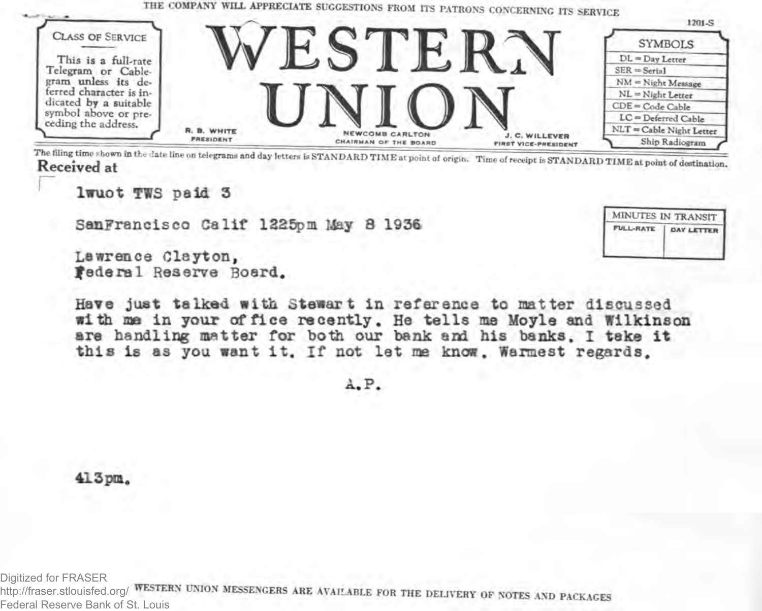THE COMPANY WILL APPRECIATE SUGGESTIONS FROM ITS PATRONS CONCERNING ITS SERVICE

1201-S

**CLASS OF SERVICE**

This is a full-rate Telegram or Cablegram unless its deferred character is indicated by a suitable symbol above or preceding the address.

# WESTERN UNION

R. B. WHITE, PRESIDENT — NEWCOMB CARLTON, CHAIRMAN OF THE BOARD — J. C. WILLEVER, FIRST VICE-PRESIDENT

**SYMBOLS**

| SYMBOLS |
|---|
| DL = Day Letter |
| SER = Serial |
| NM = Night Message |
| NL = Night Letter |
| CDE = Code Cable |
| LC = Deferred Cable |
| NLT = Cable Night Letter |
| Ship Radiogram |

The filing time shown in the date line on telegrams and day letters is STANDARD TIME at point of origin. Time of receipt is STANDARD TIME at point of destination.

Received at

| MINUTES IN TRANSIT | |
|---|---|
| FULL-RATE | DAY LETTER |
| | |

1wuot TWS paid 3

SanFrancisco Calif 1225pm May 8 1936

Lawrence Clayton,
Federal Reserve Board.

Have just talked with Stewart in reference to matter discussed with me in your office recently. He tells me Moyle and Wilkinson are handling matter for both our bank and his banks. I take it this is as you want it. If not let me know. Warmest regards.

A.P.

413pm.

WESTERN UNION MESSENGERS ARE AVAILABLE FOR THE DELIVERY OF NOTES AND PACKAGES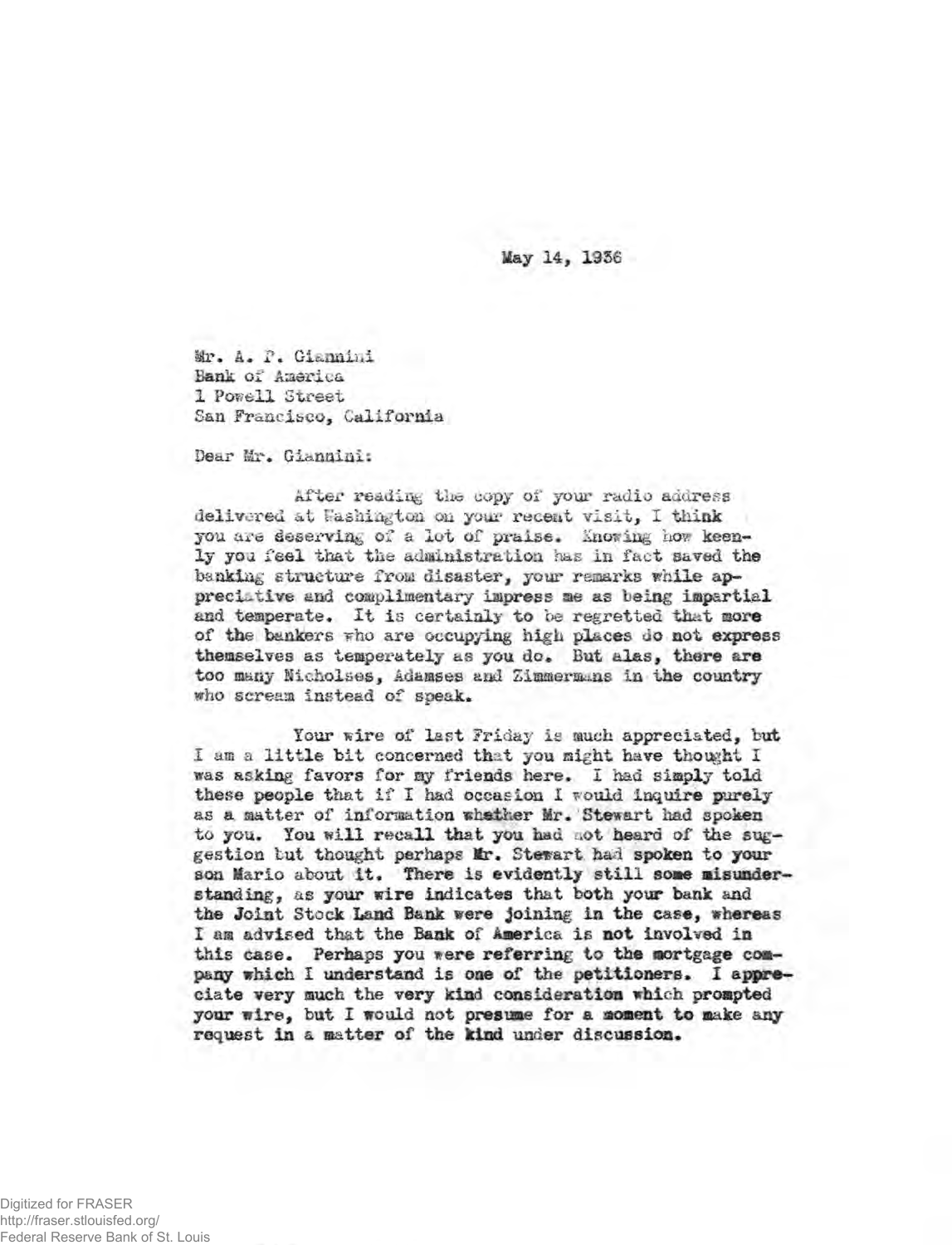May 14, 1936

Mr. A. P. Giannini
Bank of America
1 Powell Street
San Francisco, California

Dear Mr. Giannini:

After reading the copy of your radio address delivered at Washington on your recent visit, I think you are deserving of a lot of praise. Knowing how keenly you feel that the administration has in fact saved the banking structure from disaster, your remarks while appreciative and complimentary impress me as being impartial and temperate. It is certainly to be regretted that more of the bankers who are occupying high places do not express themselves as temperately as you do. But alas, there are too many Nicholses, Adamses and Zimmermans in the country who scream instead of speak.

Your wire of last Friday is much appreciated, but I am a little bit concerned that you might have thought I was asking favors for my friends here. I had simply told these people that if I had occasion I would inquire purely as a matter of information whether Mr. Stewart had spoken to you. You will recall that you had not heard of the suggestion but thought perhaps Mr. Stewart had spoken to your son Mario about it. There is evidently still some misunderstanding, as your wire indicates that both your bank and the Joint Stock Land Bank were joining in the case, whereas I am advised that the Bank of America is not involved in this case. Perhaps you were referring to the mortgage company which I understand is one of the petitioners. I appreciate very much the very kind consideration which prompted your wire, but I would not presume for a moment to make any request in a matter of the kind under discussion.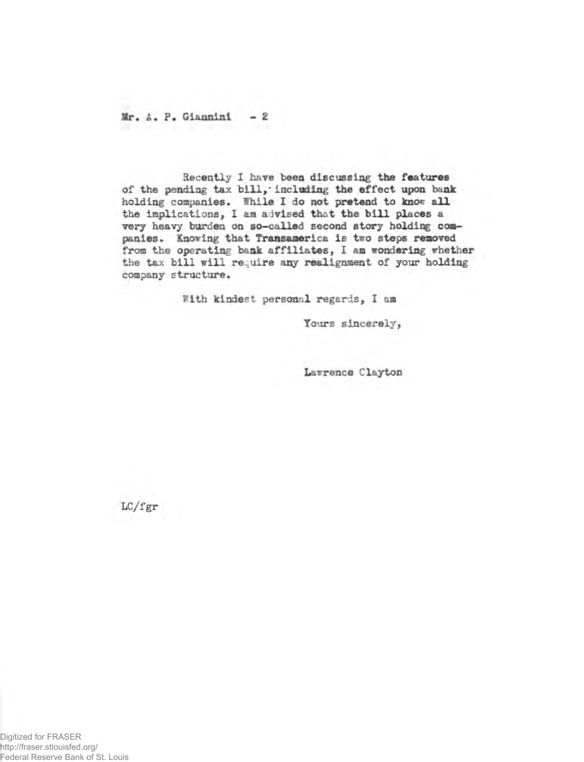Mr. A. P. Giannini - 2

Recently I have been discussing the features of the pending tax bill, including the effect upon bank holding companies. While I do not pretend to know all the implications, I am advised that the bill places a very heavy burden on so-called second story holding companies. Knowing that Transamerica is two steps removed from the operating bank affiliates, I am wondering whether the tax bill will require any realignment of your holding company structure.

With kindest personal regards, I am

Yours sincerely,

Lawrence Clayton

LC/fgr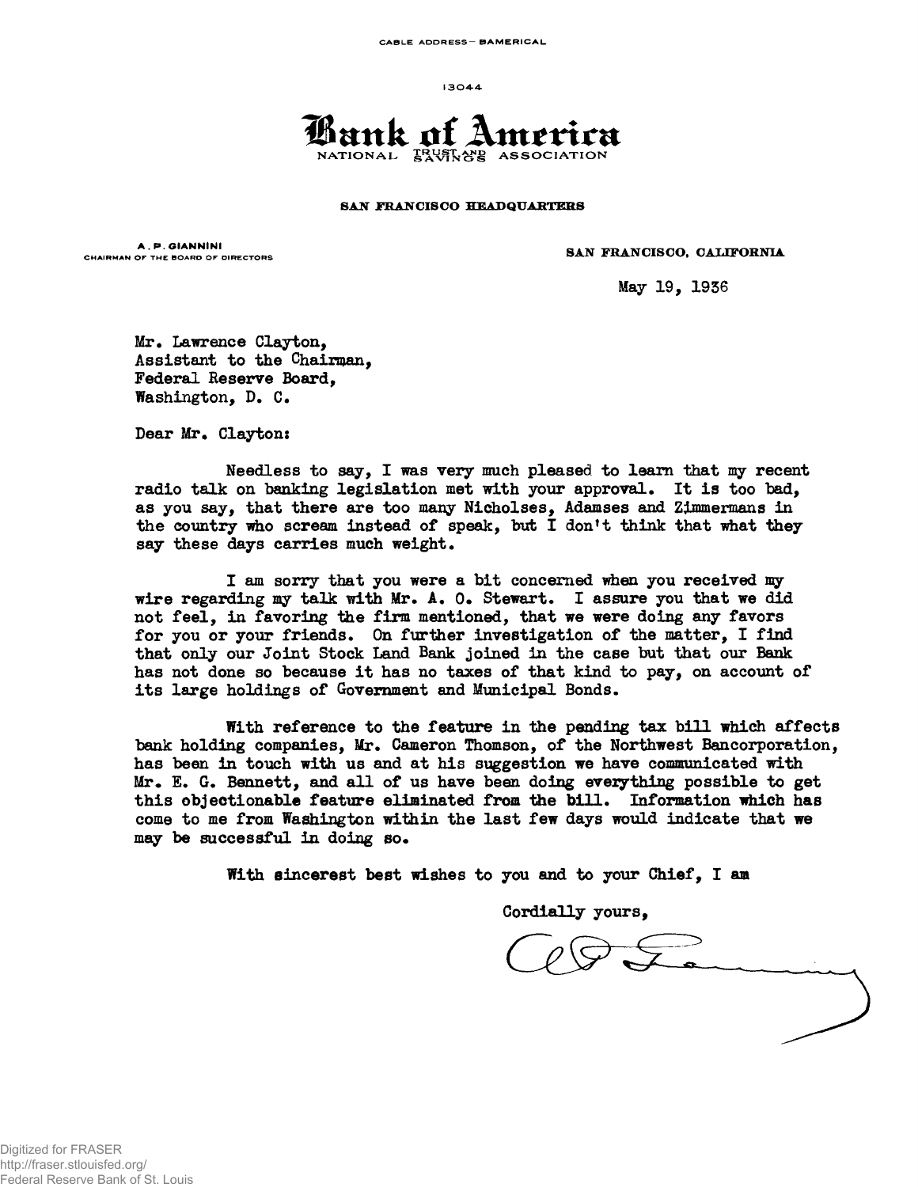CABLE ADDRESS— BAMERICAL

13044

# Bank of America

NATIONAL TRUST AND SAVINGS ASSOCIATION

**SAN FRANCISCO HEADQUARTERS**

A. P. GIANNINI
CHAIRMAN OF THE BOARD OF DIRECTORS

SAN FRANCISCO, CALIFORNIA

May 19, 1936

Mr. Lawrence Clayton,
Assistant to the Chairman,
Federal Reserve Board,
Washington, D. C.

Dear Mr. Clayton:

Needless to say, I was very much pleased to learn that my recent radio talk on banking legislation met with your approval. It is too bad, as you say, that there are too many Nicholses, Adamses and Zimmermans in the country who scream instead of speak, but I don't think that what they say these days carries much weight.

I am sorry that you were a bit concerned when you received my wire regarding my talk with Mr. A. O. Stewart. I assure you that we did not feel, in favoring the firm mentioned, that we were doing any favors for you or your friends. On further investigation of the matter, I find that only our Joint Stock Land Bank joined in the case but that our Bank has not done so because it has no taxes of that kind to pay, on account of its large holdings of Government and Municipal Bonds.

With reference to the feature in the pending tax bill which affects bank holding companies, Mr. Cameron Thomson, of the Northwest Bancorporation, has been in touch with us and at his suggestion we have communicated with Mr. E. G. Bennett, and all of us have been doing everything possible to get this objectionable feature eliminated from the bill. Information which has come to me from Washington within the last few days would indicate that we may be successful in doing so.

With sincerest best wishes to you and to your Chief, I am

Cordially yours,

A P Giannini